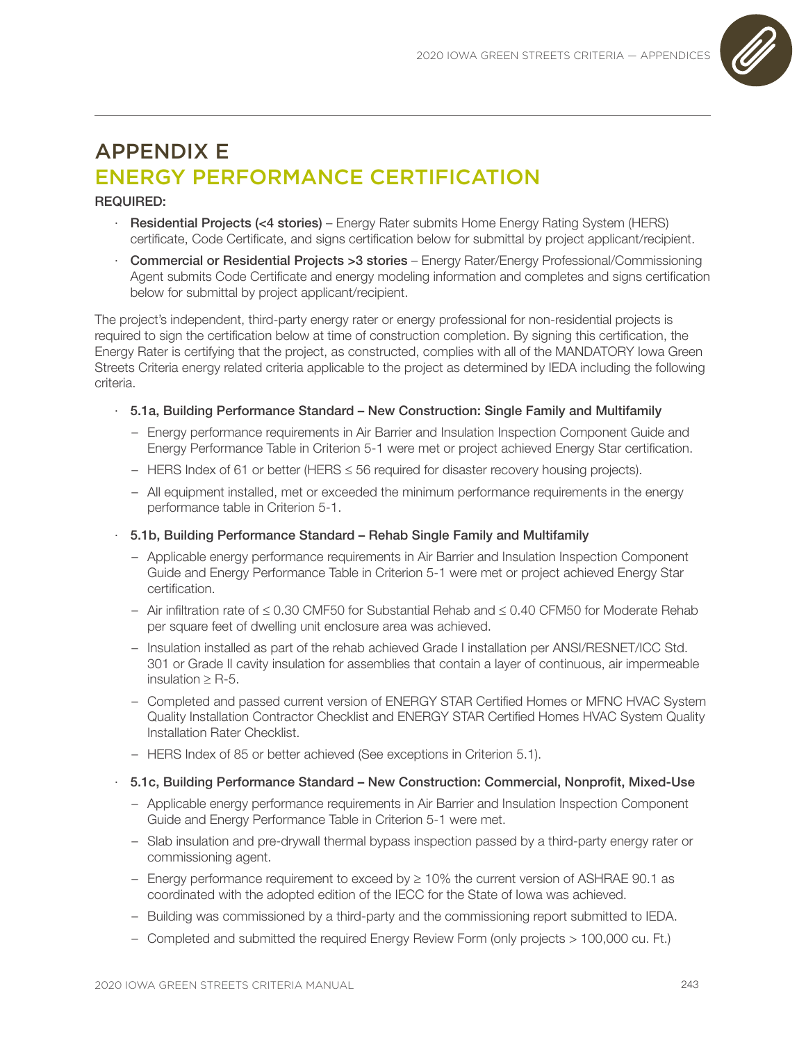# APPENDIX E
## ENERGY PERFORMANCE CERTIFICATION

**REQUIRED:**

- **Residential Projects (<4 stories)** – Energy Rater submits Home Energy Rating System (HERS) certificate, Code Certificate, and signs certification below for submittal by project applicant/recipient.
- **Commercial or Residential Projects >3 stories** – Energy Rater/Energy Professional/Commissioning Agent submits Code Certificate and energy modeling information and completes and signs certification below for submittal by project applicant/recipient.

The project's independent, third-party energy rater or energy professional for non-residential projects is required to sign the certification below at time of construction completion. By signing this certification, the Energy Rater is certifying that the project, as constructed, complies with all of the MANDATORY Iowa Green Streets Criteria energy related criteria applicable to the project as determined by IEDA including the following criteria.

- **5.1a, Building Performance Standard – New Construction: Single Family and Multifamily**
  - Energy performance requirements in Air Barrier and Insulation Inspection Component Guide and Energy Performance Table in Criterion 5-1 were met or project achieved Energy Star certification.
  - HERS Index of 61 or better (HERS ≤ 56 required for disaster recovery housing projects).
  - All equipment installed, met or exceeded the minimum performance requirements in the energy performance table in Criterion 5-1.
- **5.1b, Building Performance Standard – Rehab Single Family and Multifamily**
  - Applicable energy performance requirements in Air Barrier and Insulation Inspection Component Guide and Energy Performance Table in Criterion 5-1 were met or project achieved Energy Star certification.
  - Air infiltration rate of ≤ 0.30 CMF50 for Substantial Rehab and ≤ 0.40 CFM50 for Moderate Rehab per square feet of dwelling unit enclosure area was achieved.
  - Insulation installed as part of the rehab achieved Grade I installation per ANSI/RESNET/ICC Std. 301 or Grade II cavity insulation for assemblies that contain a layer of continuous, air impermeable insulation ≥ R-5.
  - Completed and passed current version of ENERGY STAR Certified Homes or MFNC HVAC System Quality Installation Contractor Checklist and ENERGY STAR Certified Homes HVAC System Quality Installation Rater Checklist.
  - HERS Index of 85 or better achieved (See exceptions in Criterion 5.1).
- **5.1c, Building Performance Standard – New Construction: Commercial, Nonprofit, Mixed-Use**
  - Applicable energy performance requirements in Air Barrier and Insulation Inspection Component Guide and Energy Performance Table in Criterion 5-1 were met.
  - Slab insulation and pre-drywall thermal bypass inspection passed by a third-party energy rater or commissioning agent.
  - Energy performance requirement to exceed by ≥ 10% the current version of ASHRAE 90.1 as coordinated with the adopted edition of the IECC for the State of Iowa was achieved.
  - Building was commissioned by a third-party and the commissioning report submitted to IEDA.
  - Completed and submitted the required Energy Review Form (only projects > 100,000 cu. Ft.)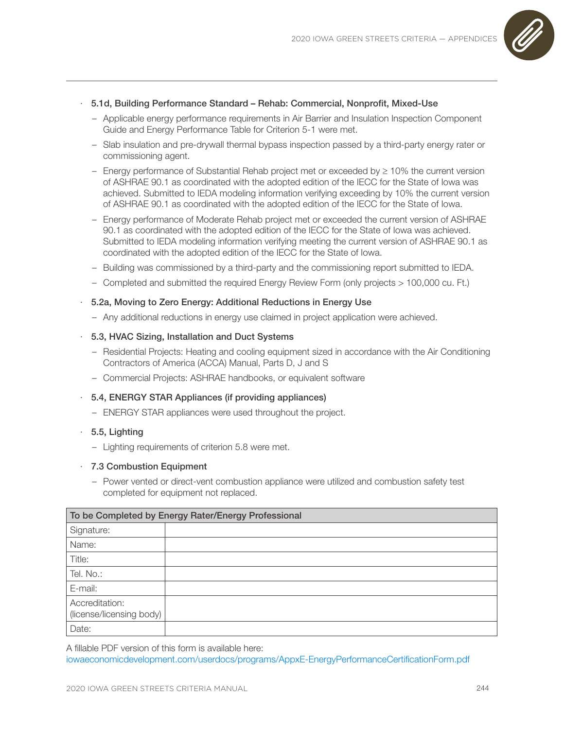- **5.1d, Building Performance Standard – Rehab: Commercial, Nonprofit, Mixed-Use**
  - Applicable energy performance requirements in Air Barrier and Insulation Inspection Component Guide and Energy Performance Table for Criterion 5-1 were met.
  - Slab insulation and pre-drywall thermal bypass inspection passed by a third-party energy rater or commissioning agent.
  - Energy performance of Substantial Rehab project met or exceeded by ≥ 10% the current version of ASHRAE 90.1 as coordinated with the adopted edition of the IECC for the State of Iowa was achieved. Submitted to IEDA modeling information verifying exceeding by 10% the current version of ASHRAE 90.1 as coordinated with the adopted edition of the IECC for the State of Iowa.
  - Energy performance of Moderate Rehab project met or exceeded the current version of ASHRAE 90.1 as coordinated with the adopted edition of the IECC for the State of Iowa was achieved. Submitted to IEDA modeling information verifying meeting the current version of ASHRAE 90.1 as coordinated with the adopted edition of the IECC for the State of Iowa.
  - Building was commissioned by a third-party and the commissioning report submitted to IEDA.
  - Completed and submitted the required Energy Review Form (only projects > 100,000 cu. Ft.)
- **5.2a, Moving to Zero Energy: Additional Reductions in Energy Use**
  - Any additional reductions in energy use claimed in project application were achieved.
- **5.3, HVAC Sizing, Installation and Duct Systems**
  - Residential Projects: Heating and cooling equipment sized in accordance with the Air Conditioning Contractors of America (ACCA) Manual, Parts D, J and S
  - Commercial Projects: ASHRAE handbooks, or equivalent software
- **5.4, ENERGY STAR Appliances (if providing appliances)**
  - ENERGY STAR appliances were used throughout the project.
- **5.5, Lighting**
  - Lighting requirements of criterion 5.8 were met.
- **7.3 Combustion Equipment**
  - Power vented or direct-vent combustion appliance were utilized and combustion safety test completed for equipment not replaced.

| To be Completed by Energy Rater/Energy Professional | |
|---|---|
| Signature: | |
| Name: | |
| Title: | |
| Tel. No.: | |
| E-mail: | |
| Accreditation: (license/licensing body) | |
| Date: | |

A fillable PDF version of this form is available here:
iowaeconomicdevelopment.com/userdocs/programs/AppxE-EnergyPerformanceCertificationForm.pdf